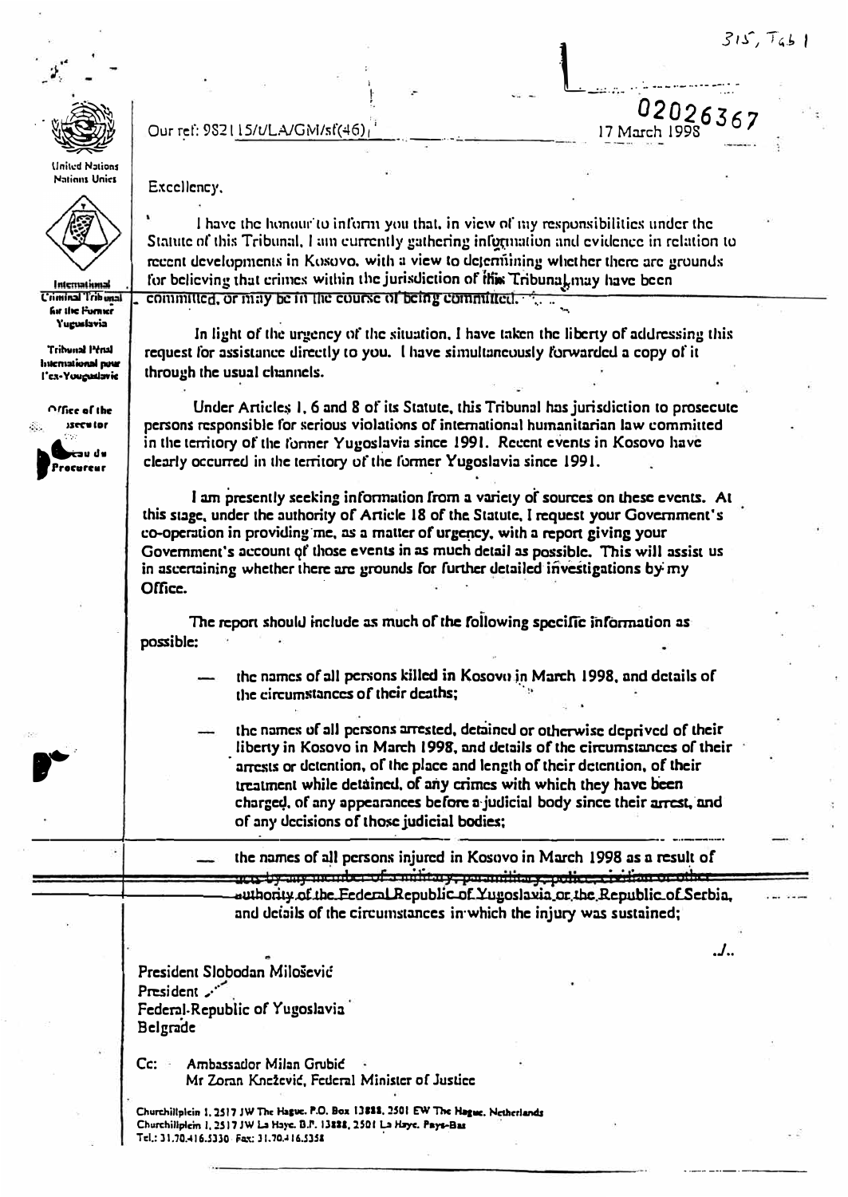315, Tab 1

United Nations
Nations Unies

International Criminal Tribunal for the Former Yugoslavia

Tribunal Pénal International pour l'ex-Yougoslavie

Office of the Prosecutor

Bureau du Procureur

Our ref: 982115/t/LA/GM/sf(46)

02026367

17 March 1998

Excellency,

I have the honour to inform you that, in view of my responsibilities under the Statute of this Tribunal, I am currently gathering information and evidence in relation to recent developments in Kosovo, with a view to determining whether there are grounds for believing that crimes within the jurisdiction of this Tribunal may have been committed, or may be in the course of being committed.

In light of the urgency of the situation, I have taken the liberty of addressing this request for assistance directly to you. I have simultaneously forwarded a copy of it through the usual channels.

Under Articles 1, 6 and 8 of its Statute, this Tribunal has jurisdiction to prosecute persons responsible for serious violations of international humanitarian law committed in the territory of the former Yugoslavia since 1991. Recent events in Kosovo have clearly occurred in the territory of the former Yugoslavia since 1991.

I am presently seeking information from a variety of sources on these events. At this stage, under the authority of Article 18 of the Statute, I request your Government's co-operation in providing me, as a matter of urgency, with a report giving your Government's account of those events in as much detail as possible. This will assist us in ascertaining whether there are grounds for further detailed investigations by my Office.

The report should include as much of the following specific information as possible:

- the names of all persons killed in Kosovo in March 1998, and details of the circumstances of their deaths;
- the names of all persons arrested, detained or otherwise deprived of their liberty in Kosovo in March 1998, and details of the circumstances of their arrests or detention, of the place and length of their detention, of their treatment while detained, of any crimes with which they have been charged, of any appearances before a judicial body since their arrest, and of any decisions of those judicial bodies;
- the names of all persons injured in Kosovo in March 1998 as a result of acts by any member of a military, paramilitary, police, civilian or other authority of the Federal Republic of Yugoslavia or the Republic of Serbia, and details of the circumstances in which the injury was sustained;

./..

President Slobodan Milošević
President
Federal Republic of Yugoslavia
Belgrade

Cc: Ambassador Milan Grubić
Mr Zoran Knežević, Federal Minister of Justice

Churchillplein 1, 2517 JW The Hague. P.O. Box 13888, 2501 EW The Hague, Netherlands
Churchillplein 1, 2517 JW La Haye. B.P. 13888, 2501 La Haye. Pays-Bas
Tel.: 31.70.416.5330 Fax: 31.70.416.5358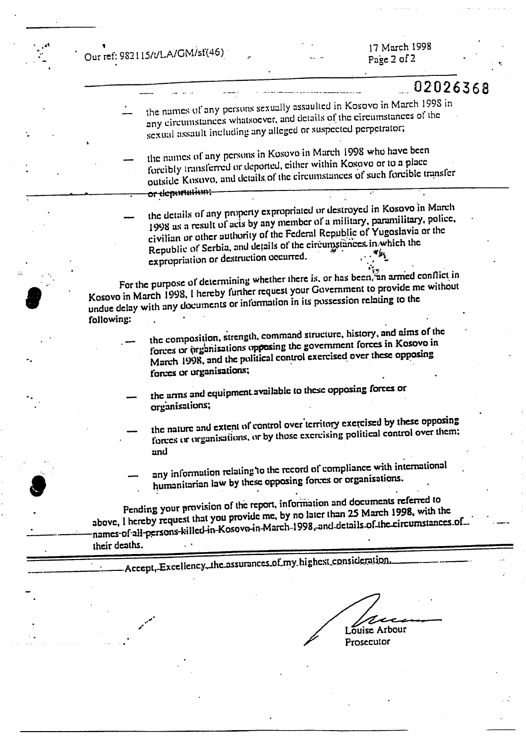Our ref: 982115/t/LA/GM/sf(46)

17 March 1998

02026368

- the names of any persons sexually assaulted in Kosovo in March 1998 in any circumstances whatsoever, and details of the circumstances of the sexual assault including any alleged or suspected perpetrator;

- the names of any persons in Kosovo in March 1998 who have been forcibly transferred or deported, either within Kosovo or to a place outside Kosovo, and details of the circumstances of such forcible transfer or deportation;

- the details of any property expropriated or destroyed in Kosovo in March 1998 as a result of acts by any member of a military, paramilitary, police, civilian or other authority of the Federal Republic of Yugoslavia or the Republic of Serbia, and details of the circumstances in which the expropriation or destruction occurred.

For the purpose of determining whether there is, or has been, an armed conflict in Kosovo in March 1998, I hereby further request your Government to provide me without undue delay with any documents or information in its possession relating to the following:

- the composition, strength, command structure, history, and aims of the forces or organisations opposing the government forces in Kosovo in March 1998, and the political control exercised over these opposing forces or organisations;

- the arms and equipment available to these opposing forces or organisations;

- the nature and extent of control over territory exercised by these opposing forces or organisations, or by those exercising political control over them; and

- any information relating to the record of compliance with international humanitarian law by these opposing forces or organisations.

Pending your provision of the report, information and documents referred to above, I hereby request that you provide me, by no later than 25 March 1998, with the names of all persons killed in Kosovo in March 1998, and details of the circumstances of their deaths.

Accept, Excellency, the assurances of my highest consideration.

Louise Arbour
Prosecutor